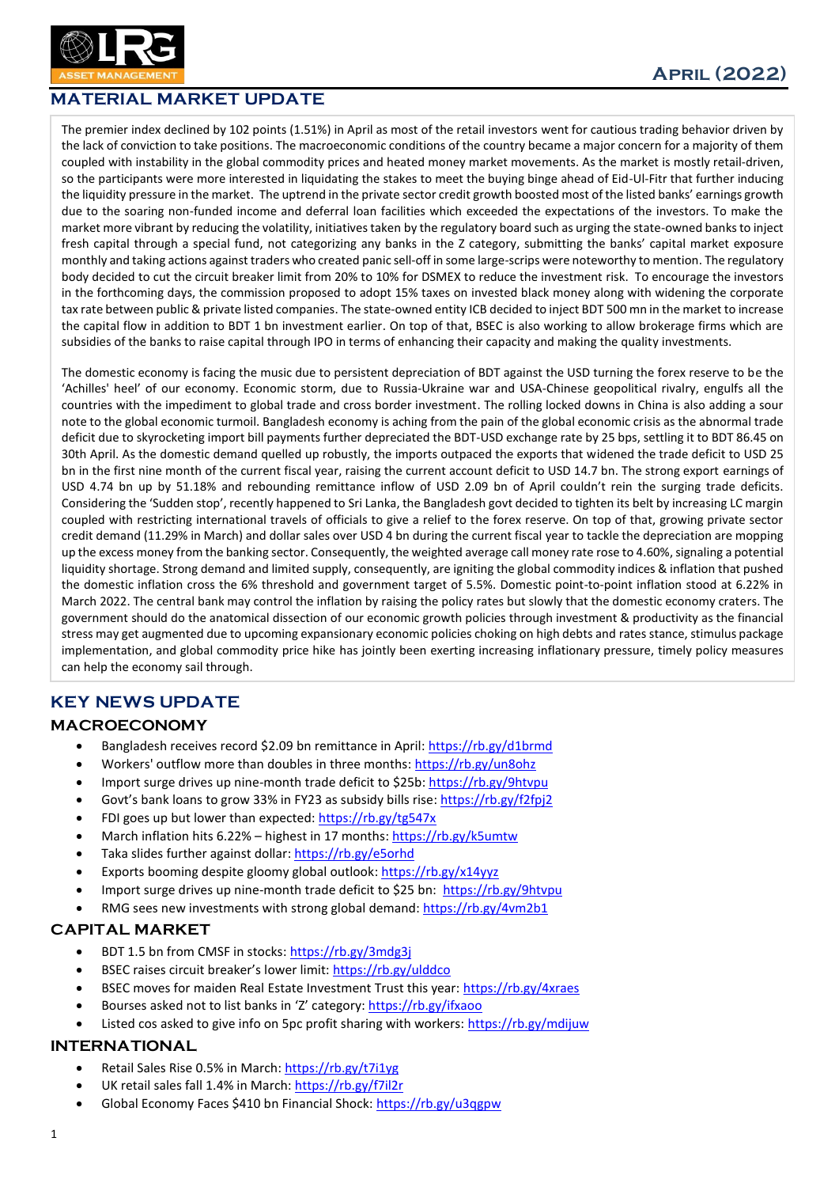LRG ASSET MANAGEMENT

APRIL (2022)

## MATERIAL MARKET UPDATE

The premier index declined by 102 points (1.51%) in April as most of the retail investors went for cautious trading behavior driven by the lack of conviction to take positions. The macroeconomic conditions of the country became a major concern for a majority of them coupled with instability in the global commodity prices and heated money market movements. As the market is mostly retail-driven, so the participants were more interested in liquidating the stakes to meet the buying binge ahead of Eid-Ul-Fitr that further inducing the liquidity pressure in the market. The uptrend in the private sector credit growth boosted most of the listed banks' earnings growth due to the soaring non-funded income and deferral loan facilities which exceeded the expectations of the investors. To make the market more vibrant by reducing the volatility, initiatives taken by the regulatory board such as urging the state-owned banks to inject fresh capital through a special fund, not categorizing any banks in the Z category, submitting the banks' capital market exposure monthly and taking actions against traders who created panic sell-off in some large-scrips were noteworthy to mention. The regulatory body decided to cut the circuit breaker limit from 20% to 10% for DSMEX to reduce the investment risk. To encourage the investors in the forthcoming days, the commission proposed to adopt 15% taxes on invested black money along with widening the corporate tax rate between public & private listed companies. The state-owned entity ICB decided to inject BDT 500 mn in the market to increase the capital flow in addition to BDT 1 bn investment earlier. On top of that, BSEC is also working to allow brokerage firms which are subsidies of the banks to raise capital through IPO in terms of enhancing their capacity and making the quality investments.

The domestic economy is facing the music due to persistent depreciation of BDT against the USD turning the forex reserve to be the 'Achilles' heel' of our economy. Economic storm, due to Russia-Ukraine war and USA-Chinese geopolitical rivalry, engulfs all the countries with the impediment to global trade and cross border investment. The rolling locked downs in China is also adding a sour note to the global economic turmoil. Bangladesh economy is aching from the pain of the global economic crisis as the abnormal trade deficit due to skyrocketing import bill payments further depreciated the BDT-USD exchange rate by 25 bps, settling it to BDT 86.45 on 30th April. As the domestic demand quelled up robustly, the imports outpaced the exports that widened the trade deficit to USD 25 bn in the first nine month of the current fiscal year, raising the current account deficit to USD 14.7 bn. The strong export earnings of USD 4.74 bn up by 51.18% and rebounding remittance inflow of USD 2.09 bn of April couldn't rein the surging trade deficits. Considering the 'Sudden stop', recently happened to Sri Lanka, the Bangladesh govt decided to tighten its belt by increasing LC margin coupled with restricting international travels of officials to give a relief to the forex reserve. On top of that, growing private sector credit demand (11.29% in March) and dollar sales over USD 4 bn during the current fiscal year to tackle the depreciation are mopping up the excess money from the banking sector. Consequently, the weighted average call money rate rose to 4.60%, signaling a potential liquidity shortage. Strong demand and limited supply, consequently, are igniting the global commodity indices & inflation that pushed the domestic inflation cross the 6% threshold and government target of 5.5%. Domestic point-to-point inflation stood at 6.22% in March 2022. The central bank may control the inflation by raising the policy rates but slowly that the domestic economy craters. The government should do the anatomical dissection of our economic growth policies through investment & productivity as the financial stress may get augmented due to upcoming expansionary economic policies choking on high debts and rates stance, stimulus package implementation, and global commodity price hike has jointly been exerting increasing inflationary pressure, timely policy measures can help the economy sail through.

## KEY NEWS UPDATE

### MACROECONOMY

- Bangladesh receives record $2.09 bn remittance in April: https://rb.gy/d1brmd
- Workers' outflow more than doubles in three months: https://rb.gy/un8ohz
- Import surge drives up nine-month trade deficit to $25b: https://rb.gy/9htvpu
- Govt's bank loans to grow 33% in FY23 as subsidy bills rise: https://rb.gy/f2fpj2
- FDI goes up but lower than expected: https://rb.gy/tg547x
- March inflation hits 6.22% – highest in 17 months: https://rb.gy/k5umtw
- Taka slides further against dollar: https://rb.gy/e5orhd
- Exports booming despite gloomy global outlook: https://rb.gy/x14yyz
- Import surge drives up nine-month trade deficit to $25 bn: https://rb.gy/9htvpu
- RMG sees new investments with strong global demand: https://rb.gy/4vm2b1

### CAPITAL MARKET

- BDT 1.5 bn from CMSF in stocks: https://rb.gy/3mdg3j
- BSEC raises circuit breaker's lower limit: https://rb.gy/ulddco
- BSEC moves for maiden Real Estate Investment Trust this year: https://rb.gy/4xraes
- Bourses asked not to list banks in 'Z' category: https://rb.gy/ifxaoo
- Listed cos asked to give info on 5pc profit sharing with workers: https://rb.gy/mdijuw

### INTERNATIONAL

- Retail Sales Rise 0.5% in March: https://rb.gy/t7i1yg
- UK retail sales fall 1.4% in March: https://rb.gy/f7il2r
- Global Economy Faces $410 bn Financial Shock: https://rb.gy/u3qgpw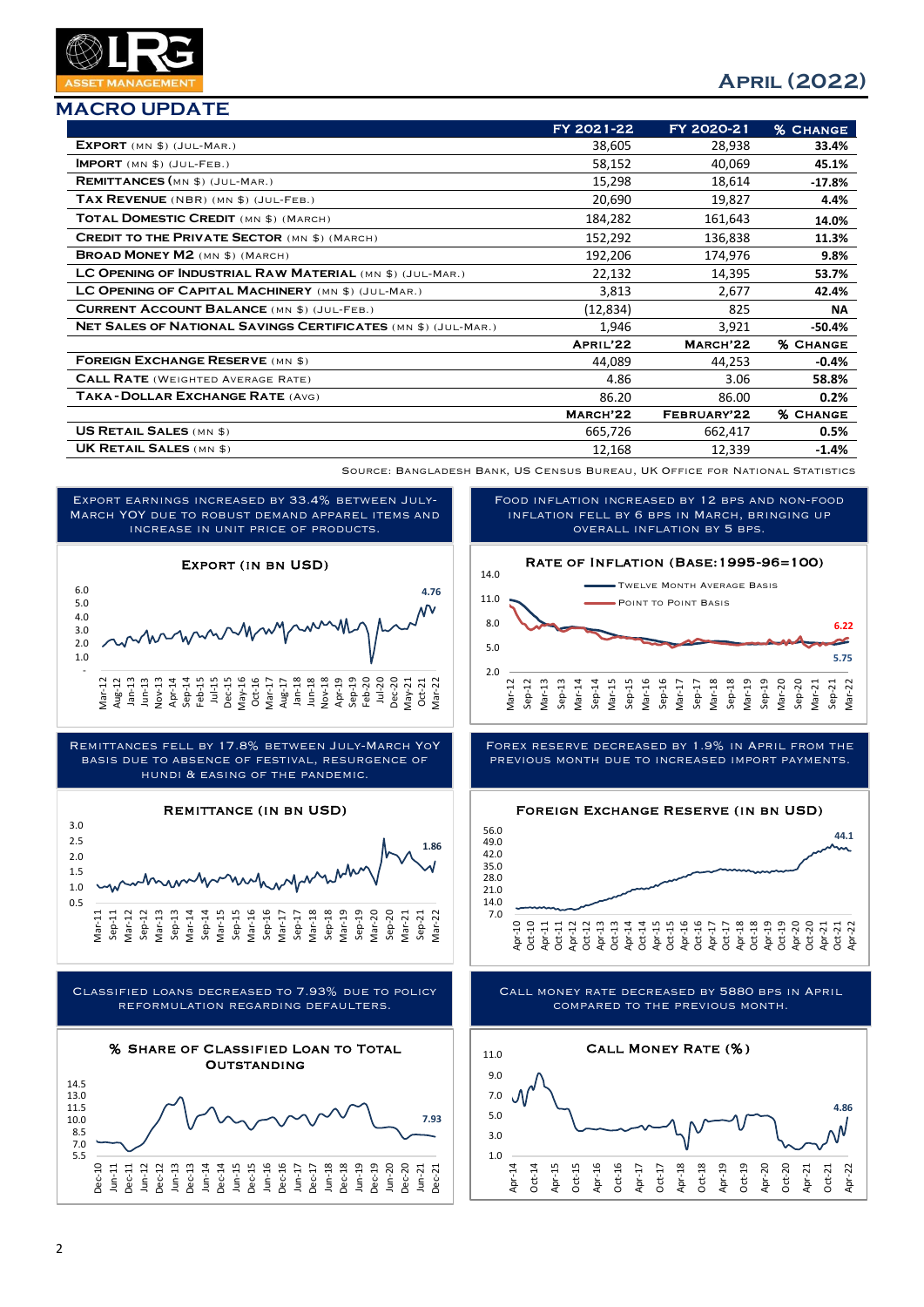# April (2022)

## MACRO UPDATE

| | FY 2021-22 | FY 2020-21 | % Change |
|---|---|---|---|
| **Export** (Mn $) (Jul-Mar.) | 38,605 | 28,938 | **33.4%** |
| **Import** (Mn $) (Jul-Feb.) | 58,152 | 40,069 | **45.1%** |
| **Remittances** (Mn $) (Jul-Mar.) | 15,298 | 18,614 | **-17.8%** |
| **Tax Revenue** (NBR) (Jul-Feb.) | 20,690 | 19,827 | **4.4%** |
| **Total Domestic Credit** (Mn $) (March) | 184,282 | 161,643 | **14.0%** |
| **Credit to the Private Sector** (Mn $) (March) | 152,292 | 136,838 | **11.3%** |
| **Broad Money M2** (Mn $) (March) | 192,206 | 174,976 | **9.8%** |
| **LC Opening of Industrial Raw Material** (Mn $) (Jul-Mar.) | 22,132 | 14,395 | **53.7%** |
| **LC Opening of Capital Machinery** (Mn $) (Jul-Mar.) | 3,813 | 2,677 | **42.4%** |
| **Current Account Balance** (Mn $) (Jul-Feb.) | (12,834) | 825 | **NA** |
| **Net Sales of National Savings Certificates** (Mn $) (Jul-Mar.) | 1,946 | 3,921 | **-50.4%** |
| | **April'22** | **March'22** | **% Change** |
| **Foreign Exchange Reserve** (Mn $) | 44,089 | 44,253 | **-0.4%** |
| **Call Rate** (Weighted Average Rate) | 4.86 | 3.06 | **58.8%** |
| **Taka-Dollar Exchange Rate** (Avg) | 86.20 | 86.00 | **0.2%** |
| | **March'22** | **February'22** | **% Change** |
| **US Retail Sales** (Mn $) | 665,726 | 662,417 | **0.5%** |
| **UK Retail Sales** (Mn $) | 12,168 | 12,339 | **-1.4%** |

Source: Bangladesh Bank, US Census Bureau, UK Office for National Statistics

Export earnings increased by 33.4% between July-March YoY due to robust demand apparel items and increase in unit price of products.

**Export (in bn USD)**

Food inflation increased by 12 bps and non-food inflation fell by 6 bps in March, bringing up overall inflation by 5 bps.

**Rate of Inflation (Base:1995-96=100)**

Remittances fell by 17.8% between July-March YoY basis due to absence of festival, resurgence of hundi & easing of the pandemic.

**Remittance (in bn USD)**

Forex reserve decreased by 1.9% in April from the previous month due to increased import payments.

**Foreign Exchange Reserve (in bn USD)**

Classified loans decreased to 7.93% due to policy reformulation regarding defaulters.

**% Share of Classified Loan to Total Outstanding**

Call money rate decreased by 5880 bps in April compared to the previous month.

**Call Money Rate (%)**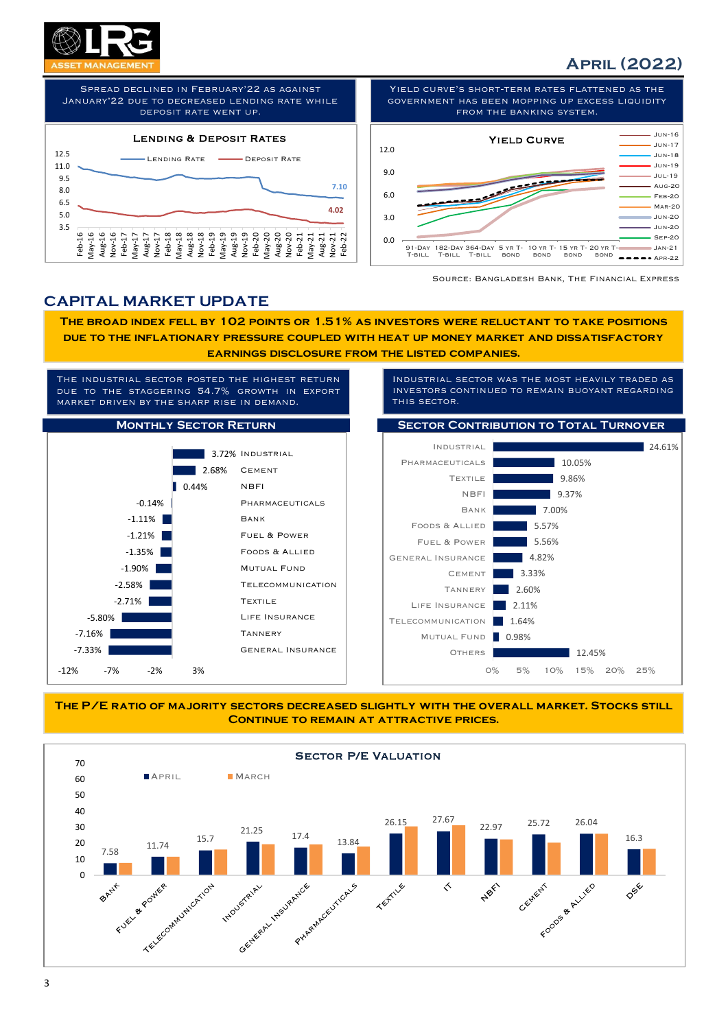SPREAD DECLINED IN FEBRUARY'22 AS AGAINST JANUARY'22 DUE TO DECREASED LENDING RATE WHILE DEPOSIT RATE WENT UP.

**Lending & Deposit Rates**

Lending Rate: 7.10
Deposit Rate: 4.02

YIELD CURVE'S SHORT-TERM RATES FLATTENED AS THE GOVERNMENT HAS BEEN MOPPING UP EXCESS LIQUIDITY FROM THE BANKING SYSTEM.

**Yield Curve**

Source: Bangladesh Bank, The Financial Express

## CAPITAL MARKET UPDATE

**THE BROAD INDEX FELL BY 102 POINTS OR 1.51% AS INVESTORS WERE RELUCTANT TO TAKE POSITIONS DUE TO THE INFLATIONARY PRESSURE COUPLED WITH HEAT UP MONEY MARKET AND DISSATISFACTORY EARNINGS DISCLOSURE FROM THE LISTED COMPANIES.**

THE INDUSTRIAL SECTOR POSTED THE HIGHEST RETURN DUE TO THE STAGGERING 54.7% GROWTH IN EXPORT MARKET DRIVEN BY THE SHARP RISE IN DEMAND.

**Monthly Sector Return**

| Sector | Return |
|---|---|
| Industrial | 3.72% |
| Cement | 2.68% |
| NBFI | 0.44% |
| Pharmaceuticals | -0.14% |
| Bank | -1.11% |
| Fuel & Power | -1.21% |
| Foods & Allied | -1.35% |
| Mutual Fund | -1.90% |
| Telecommunication | -2.58% |
| Textile | -2.71% |
| Life Insurance | -5.80% |
| Tannery | -7.16% |
| General Insurance | -7.33% |

INDUSTRIAL SECTOR WAS THE MOST HEAVILY TRADED AS INVESTORS CONTINUED TO REMAIN BUOYANT REGARDING THIS SECTOR.

**Sector Contribution to Total Turnover**

| Sector | Contribution |
|---|---|
| Industrial | 24.61% |
| Pharmaceuticals | 10.05% |
| Textile | 9.86% |
| NBFI | 9.37% |
| Bank | 7.00% |
| Foods & Allied | 5.57% |
| Fuel & Power | 5.56% |
| General Insurance | 4.82% |
| Cement | 3.33% |
| Tannery | 2.60% |
| Life Insurance | 2.11% |
| Telecommunication | 1.64% |
| Mutual Fund | 0.98% |
| Others | 12.45% |

**THE P/E RATIO OF MAJORITY SECTORS DECREASED SLIGHTLY WITH THE OVERALL MARKET. STOCKS STILL CONTINUE TO REMAIN AT ATTRACTIVE PRICES.**

**Sector P/E Valuation**

| Sector | April |
|---|---|
| Bank | 7.58 |
| Fuel & Power | 11.74 |
| Telecommunication | 15.7 |
| Industrial | 21.25 |
| General Insurance | 17.4 |
| Pharmaceuticals | 13.84 |
| Textile | 26.15 |
| IT | 27.67 |
| NBFI | 22.97 |
| Cement | 25.72 |
| Foods & Allied | 26.04 |
| DSE | 16.3 |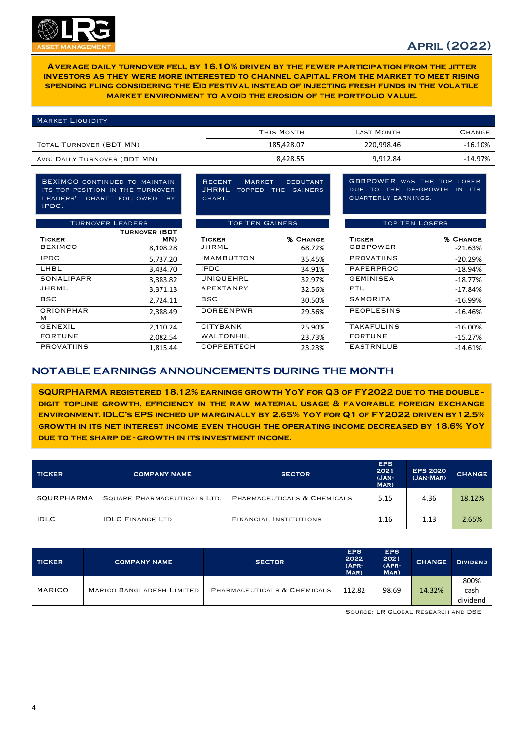## April (2022)

**Average daily turnover fell by 16.10% driven by the fewer participation from the jitter investors as they were more interested to channel capital from the market to meet rising spending fling considering the Eid festival instead of injecting fresh funds in the volatile market environment to avoid the erosion of the portfolio value.**

| Market Liquidity | This Month | Last Month | Change |
|---|---|---|---|
| Total Turnover (BDT MN) | 185,428.07 | 220,998.46 | -16.10% |
| Avg. Daily Turnover (BDT MN) | 8,428.55 | 9,912.84 | -14.97% |

BEXIMCO continued to maintain its top position in the turnover leaders' chart followed by IPDC.

| Ticker | Turnover (BDT MN) |
|---|---|
| BEXIMCO | 8,108.28 |
| IPDC | 5,737.20 |
| LHBL | 3,434.70 |
| SONALIPAPR | 3,383.82 |
| JHRML | 3,371.13 |
| BSC | 2,724.11 |
| ORIONPHARM | 2,388.49 |
| GENEXIL | 2,110.24 |
| FORTUNE | 2,082.54 |
| PROVATIINS | 1,815.44 |

Recent market debutant JHRML topped the gainers chart.

| Ticker | % Change |
|---|---|
| JHRML | 68.72% |
| IMAMBUTTON | 35.45% |
| IPDC | 34.91% |
| UNIQUEHRL | 32.97% |
| APEXTANRY | 32.56% |
| BSC | 30.50% |
| DOREENPWR | 29.56% |
| CITYBANK | 25.90% |
| WALTONHIL | 23.73% |
| COPPERTECH | 23.23% |

GBBPOWER was the top loser due to the de-growth in its quarterly earnings.

| Ticker | % Change |
|---|---|
| GBBPOWER | -21.63% |
| PROVATIINS | -20.29% |
| PAPERPROC | -18.94% |
| GEMINISEA | -18.77% |
| PTL | -17.84% |
| SAMORITA | -16.99% |
| PEOPLESINS | -16.46% |
| TAKAFULINS | -16.00% |
| FORTUNE | -15.27% |
| EASTRNLUB | -14.61% |

## Notable Earnings Announcements During the Month

**SQURPHARMA registered 18.12% earnings growth YoY for Q3 of FY2022 due to the double-digit topline growth, efficiency in the raw material usage & favorable foreign exchange environment. IDLC's EPS inched up marginally by 2.65% YoY for Q1 of FY2022 driven by 12.5% growth in its net interest income even though the operating income decreased by 18.6% YoY due to the sharp de-growth in its investment income.**

| Ticker | Company Name | Sector | EPS 2021 (Jan-Mar) | EPS 2020 (Jan-Mar) | Change |
|---|---|---|---|---|---|
| SQURPHARMA | Square Pharmaceuticals Ltd. | Pharmaceuticals & Chemicals | 5.15 | 4.36 | 18.12% |
| IDLC | IDLC Finance Ltd | Financial Institutions | 1.16 | 1.13 | 2.65% |

| Ticker | Company Name | Sector | EPS 2022 (Apr-Mar) | EPS 2021 (Apr-Mar) | Change | Dividend |
|---|---|---|---|---|---|---|
| MARICO | Marico Bangladesh Limited | Pharmaceuticals & Chemicals | 112.82 | 98.69 | 14.32% | 800% cash dividend |

Source: LR Global Research and DSE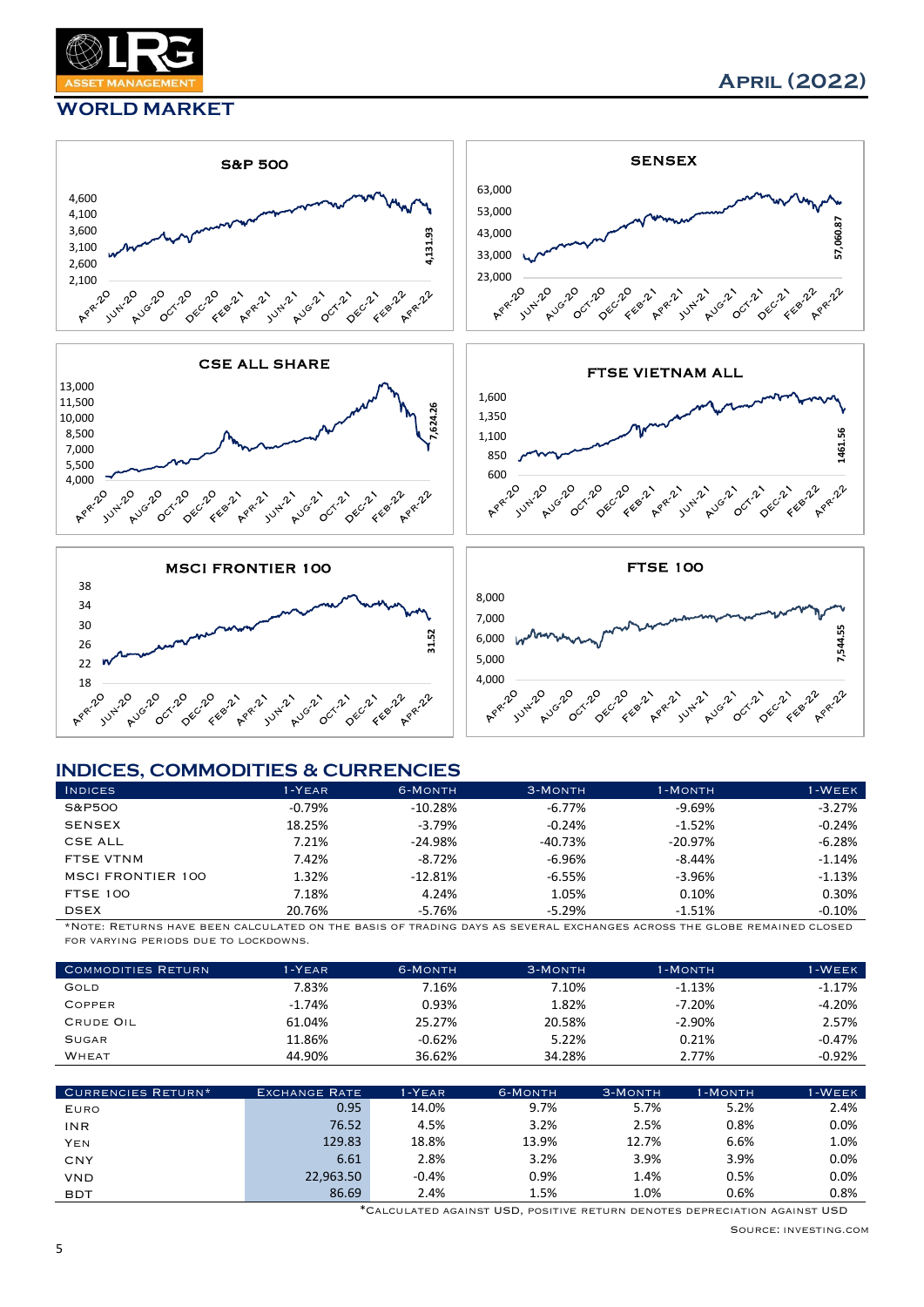# WORLD MARKET

**April (2022)**

## INDICES, COMMODITIES & CURRENCIES

| Indices | 1-Year | 6-Month | 3-Month | 1-Month | 1-Week |
|---|---|---|---|---|---|
| S&P500 | -0.79% | -10.28% | -6.77% | -9.69% | -3.27% |
| SENSEX | 18.25% | -3.79% | -0.24% | -1.52% | -0.24% |
| CSE ALL | 7.21% | -24.98% | -40.73% | -20.97% | -6.28% |
| FTSE VTNM | 7.42% | -8.72% | -6.96% | -8.44% | -1.14% |
| MSCI FRONTIER 100 | 1.32% | -12.81% | -6.55% | -3.96% | -1.13% |
| FTSE 100 | 7.18% | 4.24% | 1.05% | 0.10% | 0.30% |
| DSEX | 20.76% | -5.76% | -5.29% | -1.51% | -0.10% |

*Note: Returns have been calculated on the basis of trading days as several exchanges across the globe remained closed for varying periods due to lockdowns.

| Commodities Return | 1-Year | 6-Month | 3-Month | 1-Month | 1-Week |
|---|---|---|---|---|---|
| Gold | 7.83% | 7.16% | 7.10% | -1.13% | -1.17% |
| Copper | -1.74% | 0.93% | 1.82% | -7.20% | -4.20% |
| Crude Oil | 61.04% | 25.27% | 20.58% | -2.90% | 2.57% |
| Sugar | 11.86% | -0.62% | 5.22% | 0.21% | -0.47% |
| Wheat | 44.90% | 36.62% | 34.28% | 2.77% | -0.92% |

| Currencies Return* | Exchange Rate | 1-Year | 6-Month | 3-Month | 1-Month | 1-Week |
|---|---|---|---|---|---|---|
| Euro | 0.95 | 14.0% | 9.7% | 5.7% | 5.2% | 2.4% |
| INR | 76.52 | 4.5% | 3.2% | 2.5% | 0.8% | 0.0% |
| Yen | 129.83 | 18.8% | 13.9% | 12.7% | 6.6% | 1.0% |
| CNY | 6.61 | 2.8% | 3.2% | 3.9% | 3.9% | 0.0% |
| VND | 22,963.50 | -0.4% | 0.9% | 1.4% | 0.5% | 0.0% |
| BDT | 86.69 | 2.4% | 1.5% | 1.0% | 0.6% | 0.8% |

*Calculated against USD, positive return denotes depreciation against USD

Source: investing.com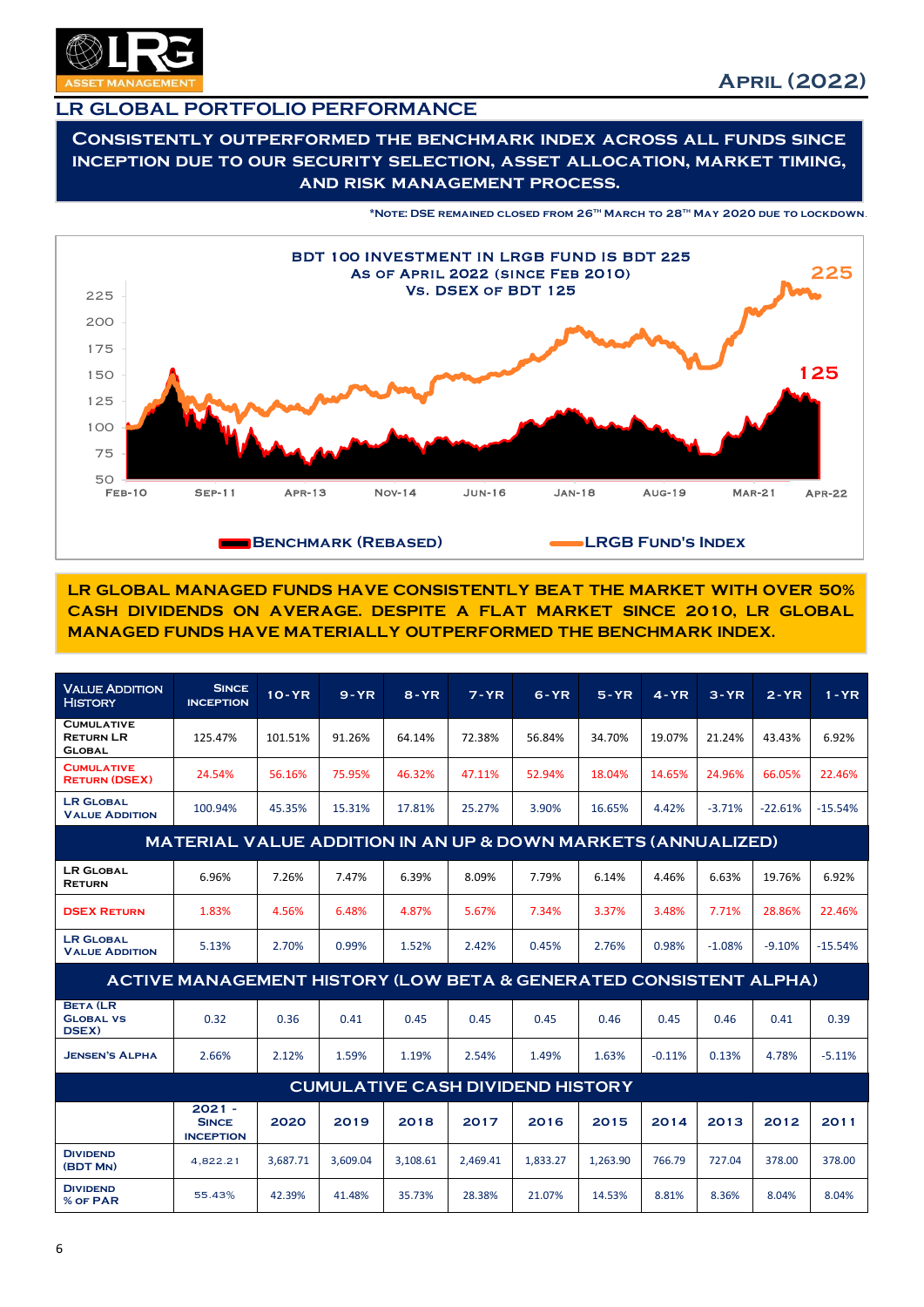# LR GLOBAL PORTFOLIO PERFORMANCE

**CONSISTENTLY OUTPERFORMED THE BENCHMARK INDEX ACROSS ALL FUNDS SINCE INCEPTION DUE TO OUR SECURITY SELECTION, ASSET ALLOCATION, MARKET TIMING, AND RISK MANAGEMENT PROCESS.**

*NOTE: DSE REMAINED CLOSED FROM 26TH MARCH TO 28TH MAY 2020 DUE TO LOCKDOWN.

**BDT 100 INVESTMENT IN LRGB FUND IS BDT 225 AS OF APRIL 2022 (SINCE FEB 2010) VS. DSEX OF BDT 125**

225

125

225, 200, 175, 150, 125, 100, 75, 50

FEB-10, SEP-11, APR-13, NOV-14, JUN-16, JAN-18, AUG-19, MAR-21, APR-22

BENCHMARK (REBASED) — LRGB FUND'S INDEX

**LR GLOBAL MANAGED FUNDS HAVE CONSISTENTLY BEAT THE MARKET WITH OVER 50% CASH DIVIDENDS ON AVERAGE. DESPITE A FLAT MARKET SINCE 2010, LR GLOBAL MANAGED FUNDS HAVE MATERIALLY OUTPERFORMED THE BENCHMARK INDEX.**

| VALUE ADDITION HISTORY | SINCE INCEPTION | 10-YR | 9-YR | 8-YR | 7-YR | 6-YR | 5-YR | 4-YR | 3-YR | 2-YR | 1-YR |
|---|---|---|---|---|---|---|---|---|---|---|---|
| CUMULATIVE RETURN LR GLOBAL | 125.47% | 101.51% | 91.26% | 64.14% | 72.38% | 56.84% | 34.70% | 19.07% | 21.24% | 43.43% | 6.92% |
| CUMULATIVE RETURN (DSEX) | 24.54% | 56.16% | 75.95% | 46.32% | 47.11% | 52.94% | 18.04% | 14.65% | 24.96% | 66.05% | 22.46% |
| LR GLOBAL VALUE ADDITION | 100.94% | 45.35% | 15.31% | 17.81% | 25.27% | 3.90% | 16.65% | 4.42% | -3.71% | -22.61% | -15.54% |
| **MATERIAL VALUE ADDITION IN AN UP & DOWN MARKETS (ANNUALIZED)** | | | | | | | | | | | |
| LR GLOBAL RETURN | 6.96% | 7.26% | 7.47% | 6.39% | 8.09% | 7.79% | 6.14% | 4.46% | 6.63% | 19.76% | 6.92% |
| DSEX RETURN | 1.83% | 4.56% | 6.48% | 4.87% | 5.67% | 7.34% | 3.37% | 3.48% | 7.71% | 28.86% | 22.46% |
| LR GLOBAL VALUE ADDITION | 5.13% | 2.70% | 0.99% | 1.52% | 2.42% | 0.45% | 2.76% | 0.98% | -1.08% | -9.10% | -15.54% |
| **ACTIVE MANAGEMENT HISTORY (LOW BETA & GENERATED CONSISTENT ALPHA)** | | | | | | | | | | | |
| BETA (LR GLOBAL VS DSEX) | 0.32 | 0.36 | 0.41 | 0.45 | 0.45 | 0.45 | 0.46 | 0.45 | 0.46 | 0.41 | 0.39 |
| JENSEN'S ALPHA | 2.66% | 2.12% | 1.59% | 1.19% | 2.54% | 1.49% | 1.63% | -0.11% | 0.13% | 4.78% | -5.11% |

| CUMULATIVE CASH DIVIDEND HISTORY | 2021 - SINCE INCEPTION | 2020 | 2019 | 2018 | 2017 | 2016 | 2015 | 2014 | 2013 | 2012 | 2011 |
|---|---|---|---|---|---|---|---|---|---|---|---|
| DIVIDEND (BDT MN) | 4,822.21 | 3,687.71 | 3,609.04 | 3,108.61 | 2,469.41 | 1,833.27 | 1,263.90 | 766.79 | 727.04 | 378.00 | 378.00 |
| DIVIDEND % OF PAR | 55.43% | 42.39% | 41.48% | 35.73% | 28.38% | 21.07% | 14.53% | 8.81% | 8.36% | 8.04% | 8.04% |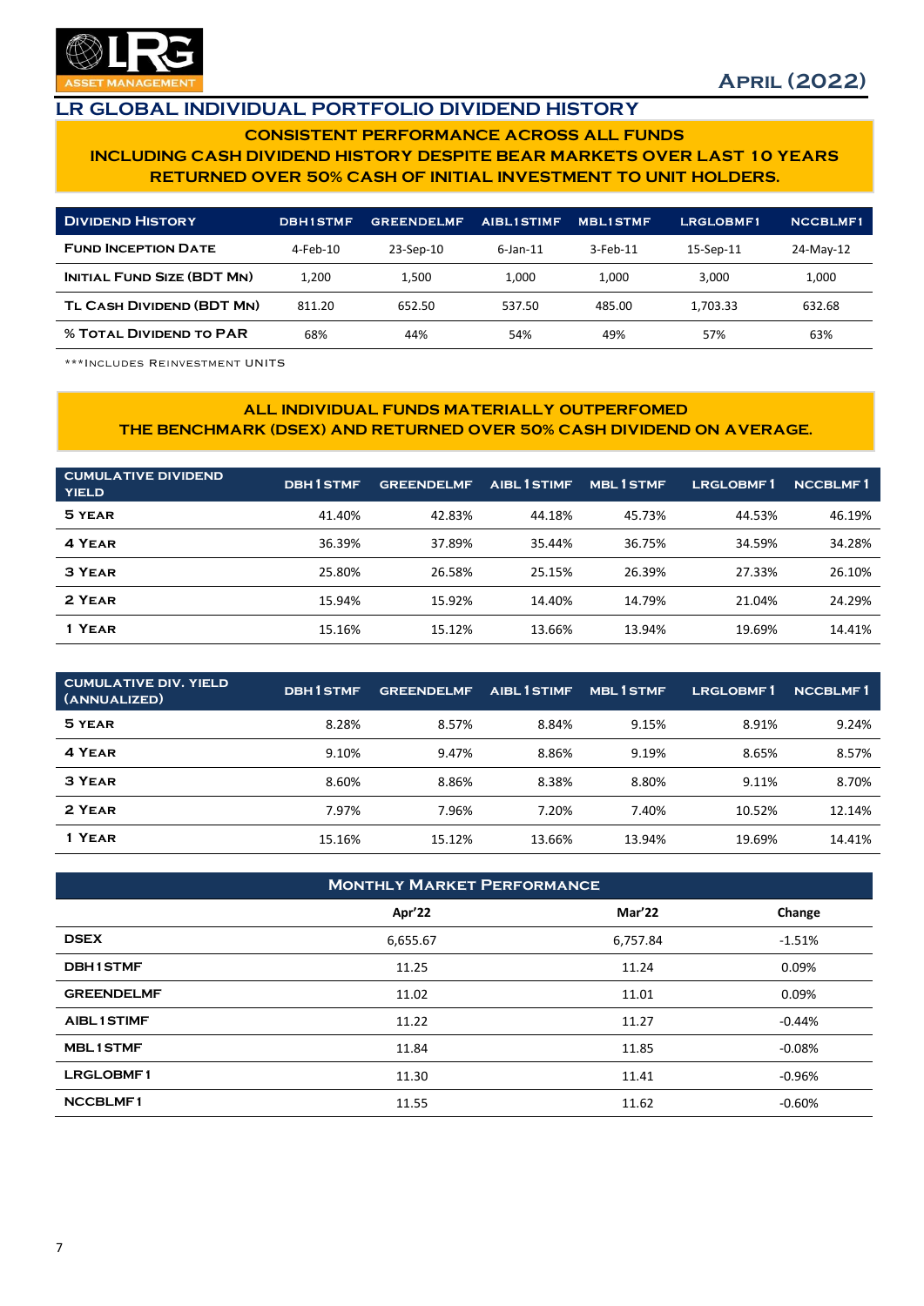# LR GLOBAL INDIVIDUAL PORTFOLIO DIVIDEND HISTORY

**CONSISTENT PERFORMANCE ACROSS ALL FUNDS**
**INCLUDING CASH DIVIDEND HISTORY DESPITE BEAR MARKETS OVER LAST 10 YEARS**
**RETURNED OVER 50% CASH OF INITIAL INVESTMENT TO UNIT HOLDERS.**

| Dividend History | DBH1STMF | GREENDELMF | AIBL1STIMF | MBL1STMF | LRGLOBMF1 | NCCBLMF1 |
|---|---|---|---|---|---|---|
| Fund Inception Date | 4-Feb-10 | 23-Sep-10 | 6-Jan-11 | 3-Feb-11 | 15-Sep-11 | 24-May-12 |
| Initial Fund Size (BDT Mn) | 1,200 | 1,500 | 1,000 | 1,000 | 3,000 | 1,000 |
| TL Cash Dividend (BDT Mn) | 811.20 | 652.50 | 537.50 | 485.00 | 1,703.33 | 632.68 |
| % Total Dividend to PAR | 68% | 44% | 54% | 49% | 57% | 63% |

***Includes Reinvestment Units

**ALL INDIVIDUAL FUNDS MATERIALLY OUTPERFOMED**
**THE BENCHMARK (DSEX) AND RETURNED OVER 50% CASH DIVIDEND ON AVERAGE.**

| CUMULATIVE DIVIDEND YIELD | DBH1STMF | GREENDELMF | AIBL1STIMF | MBL1STMF | LRGLOBMF1 | NCCBLMF1 |
|---|---|---|---|---|---|---|
| 5 Year | 41.40% | 42.83% | 44.18% | 45.73% | 44.53% | 46.19% |
| 4 Year | 36.39% | 37.89% | 35.44% | 36.75% | 34.59% | 34.28% |
| 3 Year | 25.80% | 26.58% | 25.15% | 26.39% | 27.33% | 26.10% |
| 2 Year | 15.94% | 15.92% | 14.40% | 14.79% | 21.04% | 24.29% |
| 1 Year | 15.16% | 15.12% | 13.66% | 13.94% | 19.69% | 14.41% |

| CUMULATIVE DIV. YIELD (ANNUALIZED) | DBH1STMF | GREENDELMF | AIBL1STIMF | MBL1STMF | LRGLOBMF1 | NCCBLMF1 |
|---|---|---|---|---|---|---|
| 5 Year | 8.28% | 8.57% | 8.84% | 9.15% | 8.91% | 9.24% |
| 4 Year | 9.10% | 9.47% | 8.86% | 9.19% | 8.65% | 8.57% |
| 3 Year | 8.60% | 8.86% | 8.38% | 8.80% | 9.11% | 8.70% |
| 2 Year | 7.97% | 7.96% | 7.20% | 7.40% | 10.52% | 12.14% |
| 1 Year | 15.16% | 15.12% | 13.66% | 13.94% | 19.69% | 14.41% |

| Monthly Market Performance | Apr'22 | Mar'22 | Change |
|---|---|---|---|
| DSEX | 6,655.67 | 6,757.84 | -1.51% |
| DBH1STMF | 11.25 | 11.24 | 0.09% |
| GREENDELMF | 11.02 | 11.01 | 0.09% |
| AIBL1STIMF | 11.22 | 11.27 | -0.44% |
| MBL1STMF | 11.84 | 11.85 | -0.08% |
| LRGLOBMF1 | 11.30 | 11.41 | -0.96% |
| NCCBLMF1 | 11.55 | 11.62 | -0.60% |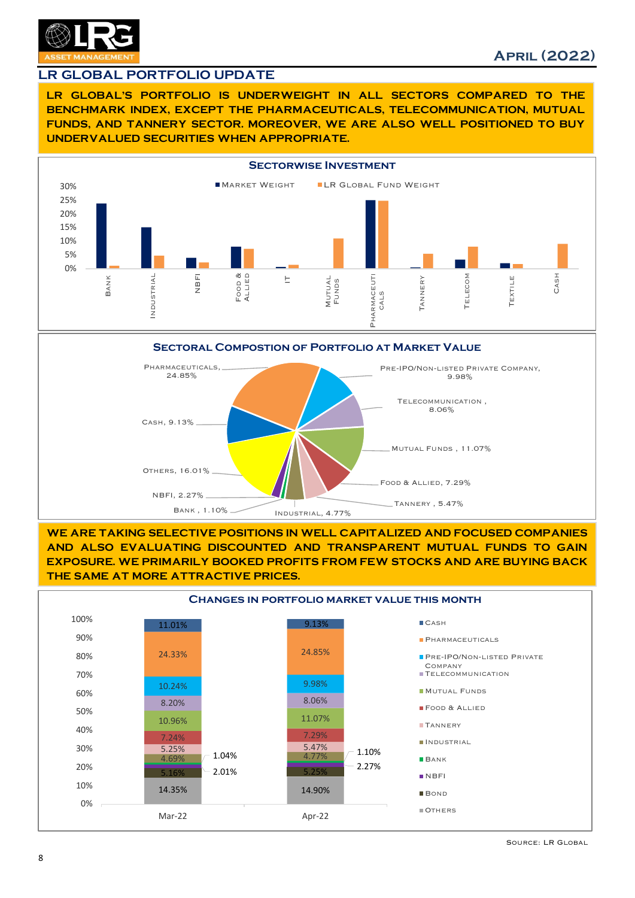# LR GLOBAL PORTFOLIO UPDATE

**LR GLOBAL'S PORTFOLIO IS UNDERWEIGHT IN ALL SECTORS COMPARED TO THE BENCHMARK INDEX, EXCEPT THE PHARMACEUTICALS, TELECOMMUNICATION, MUTUAL FUNDS, AND TANNERY SECTOR. MOREOVER, WE ARE ALSO WELL POSITIONED TO BUY UNDERVALUED SECURITIES WHEN APPROPRIATE.**

## Sectorwise Investment

Legend: Market Weight, LR Global Fund Weight

Sectors: Bank, Industrial, NBFI, Food & Allied, IT, Mutual Funds, Pharmaceuticals, Tannery, Telecom, Textile, Cash

## Sectoral Compostion of Portfolio at Market Value

| Sector | Weight |
|---|---|
| Pharmaceuticals | 24.85% |
| Pre-IPO/Non-Listed Private Company | 9.98% |
| Telecommunication | 8.06% |
| Mutual Funds | 11.07% |
| Food & Allied | 7.29% |
| Tannery | 5.47% |
| Industrial | 4.77% |
| Bank | 1.10% |
| NBFI | 2.27% |
| Others | 16.01% |
| Cash | 9.13% |

**WE ARE TAKING SELECTIVE POSITIONS IN WELL CAPITALIZED AND FOCUSED COMPANIES AND ALSO EVALUATING DISCOUNTED AND TRANSPARENT MUTUAL FUNDS TO GAIN EXPOSURE. WE PRIMARILY BOOKED PROFITS FROM FEW STOCKS AND ARE BUYING BACK THE SAME AT MORE ATTRACTIVE PRICES.**

## Changes in Portfolio Market Value This Month

| Sector | Mar-22 | Apr-22 |
|---|---|---|
| Cash | 11.01% | 9.13% |
| Pharmaceuticals | 24.33% | 24.85% |
| Pre-IPO/Non-Listed Private Company | 10.24% | 9.98% |
| Telecommunication | 8.20% | 8.06% |
| Mutual Funds | 10.96% | 11.07% |
| Food & Allied | 7.24% | 7.29% |
| Tannery | 5.25% | 5.47% |
| Industrial | 4.69% | 4.77% |
| Bank | 1.04% | 1.10% |
| NBFI | 2.01% | 2.27% |
| Bond | 5.16% | 5.25% |
| Others | 14.35% | 14.90% |

Source: LR Global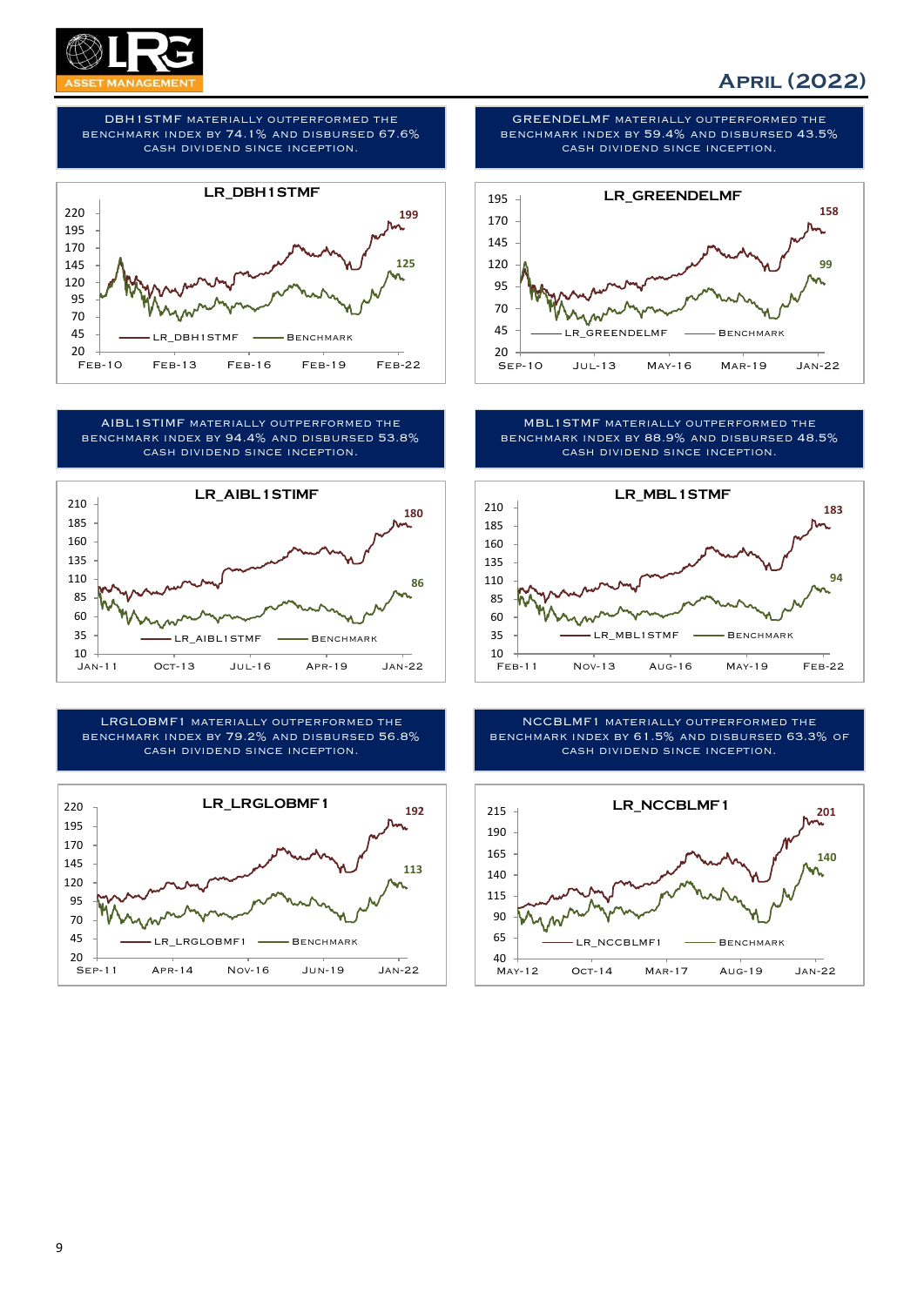# April (2022)

DBH1STMF materially outperformed the benchmark index by 74.1% and disbursed 67.6% cash dividend since inception.

LR_DBH1STMF

220
195
170
145
120
95
70
45
20

199
125

LR_DBH1STMF
Benchmark

Feb-10
Feb-13
Feb-16
Feb-19
Feb-22

GREENDELMF materially outperformed the benchmark index by 59.4% and disbursed 43.5% cash dividend since inception.

LR_GREENDELMF

195
170
145
120
95
70
45
20

158
99

LR_GREENDELMF
Benchmark

Sep-10
Jul-13
May-16
Mar-19
Jan-22

AIBL1STIMF materially outperformed the benchmark index by 94.4% and disbursed 53.8% cash dividend since inception.

LR_AIBL1STIMF

210
185
160
135
110
85
60
35
10

180
86

LR_AIBL1STIMF
Benchmark

Jan-11
Oct-13
Jul-16
Apr-19
Jan-22

MBL1STMF materially outperformed the benchmark index by 88.9% and disbursed 48.5% cash dividend since inception.

LR_MBL1STMF

210
185
160
135
110
85
60
35
10

183
94

LR_MBL1STMF
Benchmark

Feb-11
Nov-13
Aug-16
May-19
Feb-22

LRGLOBMF1 materially outperformed the benchmark index by 79.2% and disbursed 56.8% cash dividend since inception.

LR_LRGLOBMF1

220
195
170
145
120
95
70
45
20

192
113

LR_LRGLOBMF1
Benchmark

Sep-11
Apr-14
Nov-16
Jun-19
Jan-22

NCCBLMF1 materially outperformed the benchmark index by 61.5% and disbursed 63.3% of cash dividend since inception.

LR_NCCBLMF1

215
190
165
140
115
90
65
40

201
140

LR_NCCBLMF1
Benchmark

May-12
Oct-14
Mar-17
Aug-19
Jan-22